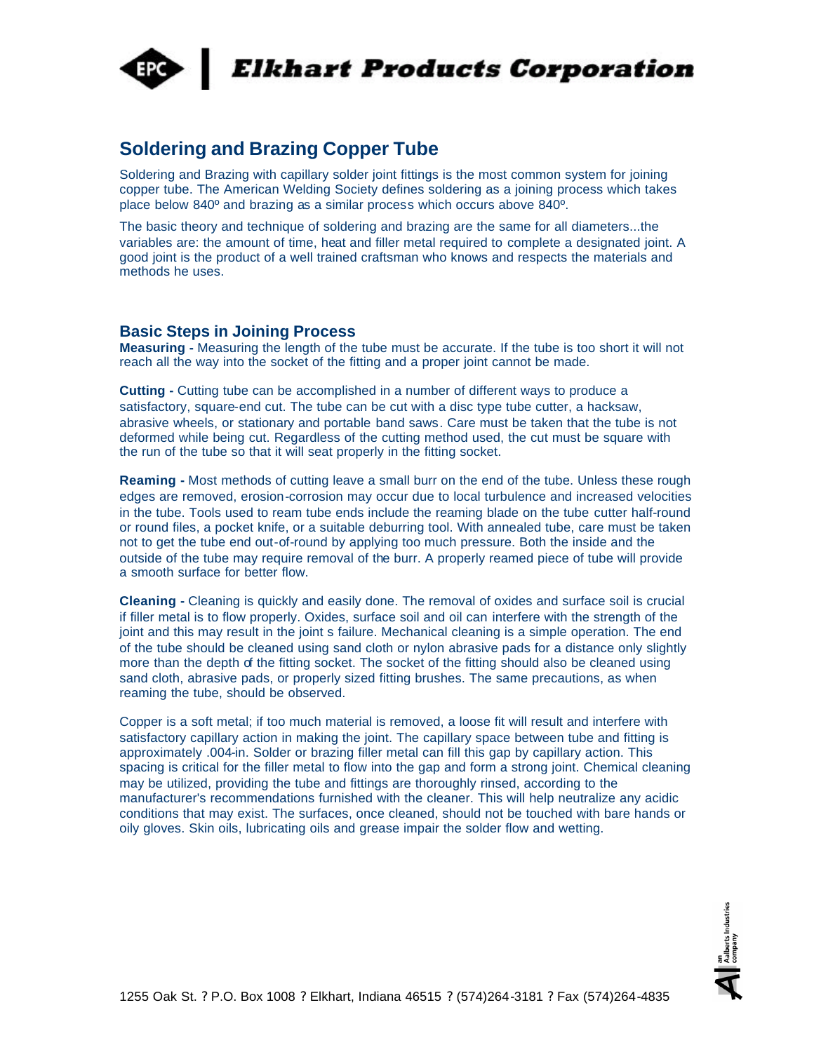# Elkhart Products Corporation

## Soldering and Brazing Copper Tube

Soldering and Brazing with capillary solder joint fittings is the most common system for joining copper tube. The American Welding Society defines soldering as a joining process which takes place below 840º and brazing as a similar process which occurs above 840º.

The basic theory and technique of soldering and brazing are the same for all diameters...the variables are: the amount of time, heat and filler metal required to complete a designated joint. A good joint is the product of a well trained craftsman who knows and respects the materials and methods he uses.

### Basic Steps in Joining Process

**Measuring -** Measuring the length of the tube must be accurate. If the tube is too short it will not reach all the way into the socket of the fitting and a proper joint cannot be made.

**Cutting -** Cutting tube can be accomplished in a number of different ways to produce a satisfactory, square-end cut. The tube can be cut with a disc type tube cutter, a hacksaw, abrasive wheels, or stationary and portable band saws. Care must be taken that the tube is not deformed while being cut. Regardless of the cutting method used, the cut must be square with the run of the tube so that it will seat properly in the fitting socket.

**Reaming -** Most methods of cutting leave a small burr on the end of the tube. Unless these rough edges are removed, erosion-corrosion may occur due to local turbulence and increased velocities in the tube. Tools used to ream tube ends include the reaming blade on the tube cutter half-round or round files, a pocket knife, or a suitable deburring tool. With annealed tube, care must be taken not to get the tube end out-of-round by applying too much pressure. Both the inside and the outside of the tube may require removal of the burr. A properly reamed piece of tube will provide a smooth surface for better flow.

**Cleaning -** Cleaning is quickly and easily done. The removal of oxides and surface soil is crucial if filler metal is to flow properly. Oxides, surface soil and oil can interfere with the strength of the joint and this may result in the joint s failure. Mechanical cleaning is a simple operation. The end of the tube should be cleaned using sand cloth or nylon abrasive pads for a distance only slightly more than the depth of the fitting socket. The socket of the fitting should also be cleaned using sand cloth, abrasive pads, or properly sized fitting brushes. The same precautions, as when reaming the tube, should be observed.

Copper is a soft metal; if too much material is removed, a loose fit will result and interfere with satisfactory capillary action in making the joint. The capillary space between tube and fitting is approximately .004-in. Solder or brazing filler metal can fill this gap by capillary action. This spacing is critical for the filler metal to flow into the gap and form a strong joint. Chemical cleaning may be utilized, providing the tube and fittings are thoroughly rinsed, according to the manufacturer's recommendations furnished with the cleaner. This will help neutralize any acidic conditions that may exist. The surfaces, once cleaned, should not be touched with bare hands or oily gloves. Skin oils, lubricating oils and grease impair the solder flow and wetting.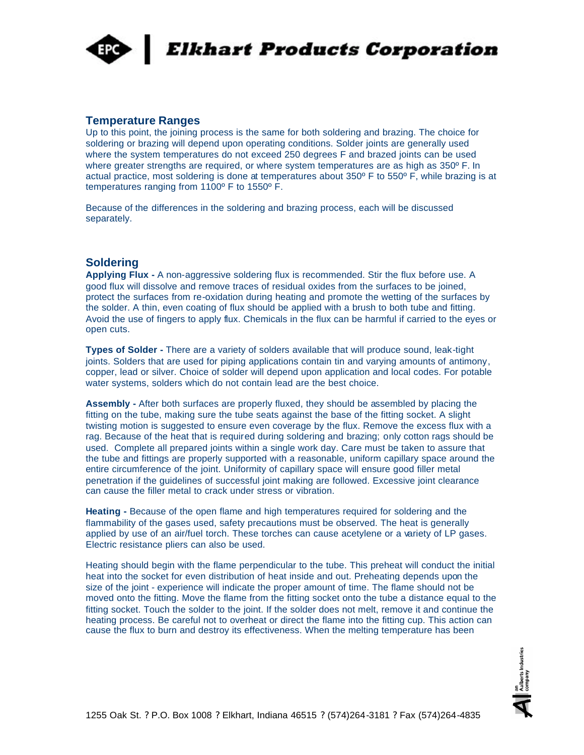## Temperature Ranges

Up to this point, the joining process is the same for both soldering and brazing. The choice for soldering or brazing will depend upon operating conditions. Solder joints are generally used where the system temperatures do not exceed 250 degrees F and brazed joints can be used where greater strengths are required, or where system temperatures are as high as 350º F. In actual practice, most soldering is done at temperatures about 350º F to 550º F, while brazing is at temperatures ranging from 1100º F to 1550º F.

Because of the differences in the soldering and brazing process, each will be discussed separately.

## Soldering

**Applying Flux -** A non-aggressive soldering flux is recommended. Stir the flux before use. A good flux will dissolve and remove traces of residual oxides from the surfaces to be joined, protect the surfaces from re-oxidation during heating and promote the wetting of the surfaces by the solder. A thin, even coating of flux should be applied with a brush to both tube and fitting. Avoid the use of fingers to apply flux. Chemicals in the flux can be harmful if carried to the eyes or open cuts.

**Types of Solder -** There are a variety of solders available that will produce sound, leak-tight joints. Solders that are used for piping applications contain tin and varying amounts of antimony, copper, lead or silver. Choice of solder will depend upon application and local codes. For potable water systems, solders which do not contain lead are the best choice.

**Assembly -** After both surfaces are properly fluxed, they should be assembled by placing the fitting on the tube, making sure the tube seats against the base of the fitting socket. A slight twisting motion is suggested to ensure even coverage by the flux. Remove the excess flux with a rag. Because of the heat that is required during soldering and brazing; only cotton rags should be used. Complete all prepared joints within a single work day. Care must be taken to assure that the tube and fittings are properly supported with a reasonable, uniform capillary space around the entire circumference of the joint. Uniformity of capillary space will ensure good filler metal penetration if the guidelines of successful joint making are followed. Excessive joint clearance can cause the filler metal to crack under stress or vibration.

**Heating -** Because of the open flame and high temperatures required for soldering and the flammability of the gases used, safety precautions must be observed. The heat is generally applied by use of an air/fuel torch. These torches can cause acetylene or a variety of LP gases. Electric resistance pliers can also be used.

Heating should begin with the flame perpendicular to the tube. This preheat will conduct the initial heat into the socket for even distribution of heat inside and out. Preheating depends upon the size of the joint - experience will indicate the proper amount of time. The flame should not be moved onto the fitting. Move the flame from the fitting socket onto the tube a distance equal to the fitting socket. Touch the solder to the joint. If the solder does not melt, remove it and continue the heating process. Be careful not to overheat or direct the flame into the fitting cup. This action can cause the flux to burn and destroy its effectiveness. When the melting temperature has been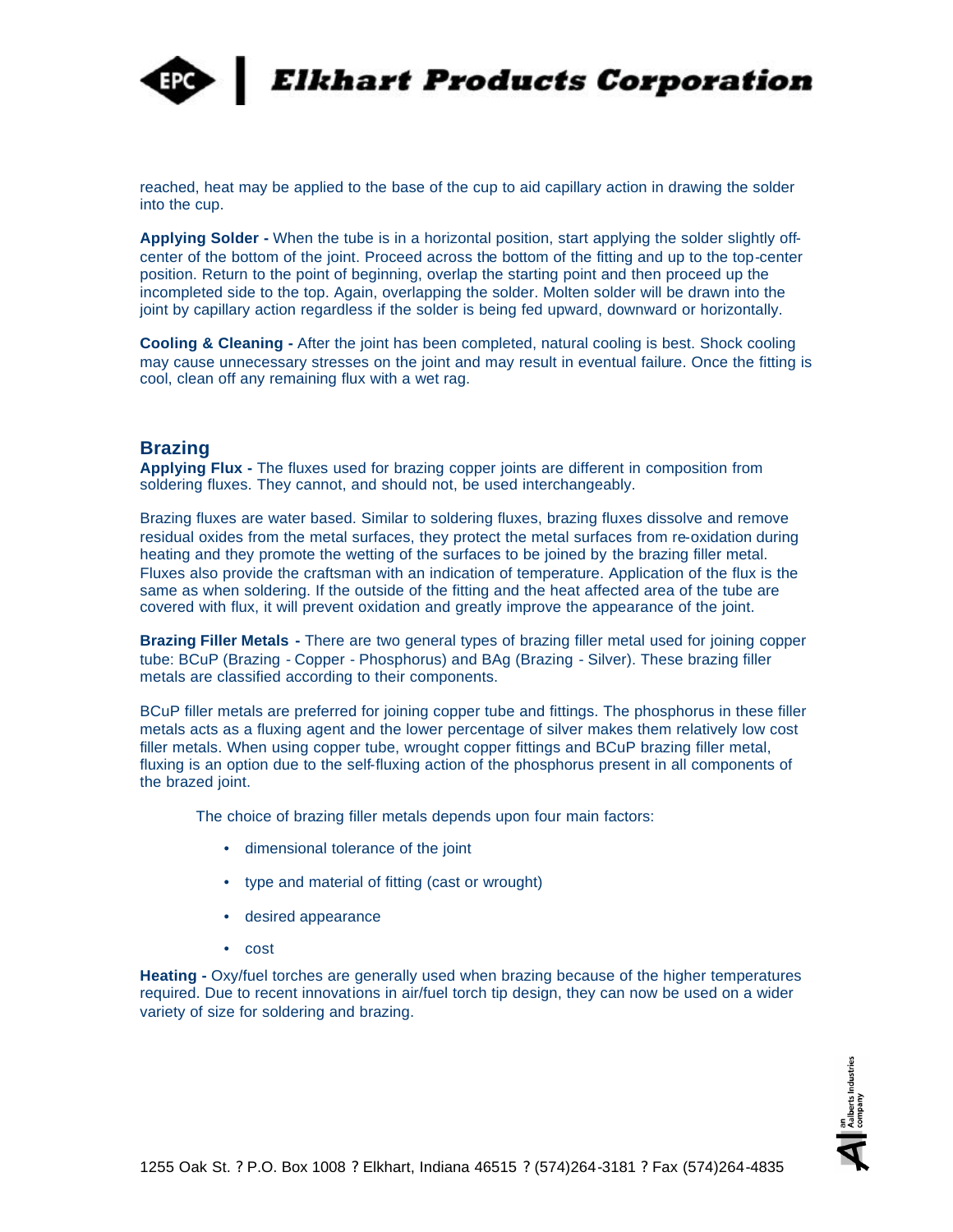reached, heat may be applied to the base of the cup to aid capillary action in drawing the solder into the cup.

**Applying Solder -** When the tube is in a horizontal position, start applying the solder slightly off-center of the bottom of the joint. Proceed across the bottom of the fitting and up to the top-center position. Return to the point of beginning, overlap the starting point and then proceed up the incompleted side to the top. Again, overlapping the solder. Molten solder will be drawn into the joint by capillary action regardless if the solder is being fed upward, downward or horizontally.

**Cooling & Cleaning -** After the joint has been completed, natural cooling is best. Shock cooling may cause unnecessary stresses on the joint and may result in eventual failure. Once the fitting is cool, clean off any remaining flux with a wet rag.

## Brazing

**Applying Flux -** The fluxes used for brazing copper joints are different in composition from soldering fluxes. They cannot, and should not, be used interchangeably.

Brazing fluxes are water based. Similar to soldering fluxes, brazing fluxes dissolve and remove residual oxides from the metal surfaces, they protect the metal surfaces from re-oxidation during heating and they promote the wetting of the surfaces to be joined by the brazing filler metal. Fluxes also provide the craftsman with an indication of temperature. Application of the flux is the same as when soldering. If the outside of the fitting and the heat affected area of the tube are covered with flux, it will prevent oxidation and greatly improve the appearance of the joint.

**Brazing Filler Metals -** There are two general types of brazing filler metal used for joining copper tube: BCuP (Brazing - Copper - Phosphorus) and BAg (Brazing - Silver). These brazing filler metals are classified according to their components.

BCuP filler metals are preferred for joining copper tube and fittings. The phosphorus in these filler metals acts as a fluxing agent and the lower percentage of silver makes them relatively low cost filler metals. When using copper tube, wrought copper fittings and BCuP brazing filler metal, fluxing is an option due to the self-fluxing action of the phosphorus present in all components of the brazed joint.

The choice of brazing filler metals depends upon four main factors:

- dimensional tolerance of the joint
- type and material of fitting (cast or wrought)
- desired appearance
- cost

**Heating -** Oxy/fuel torches are generally used when brazing because of the higher temperatures required. Due to recent innovations in air/fuel torch tip design, they can now be used on a wider variety of size for soldering and brazing.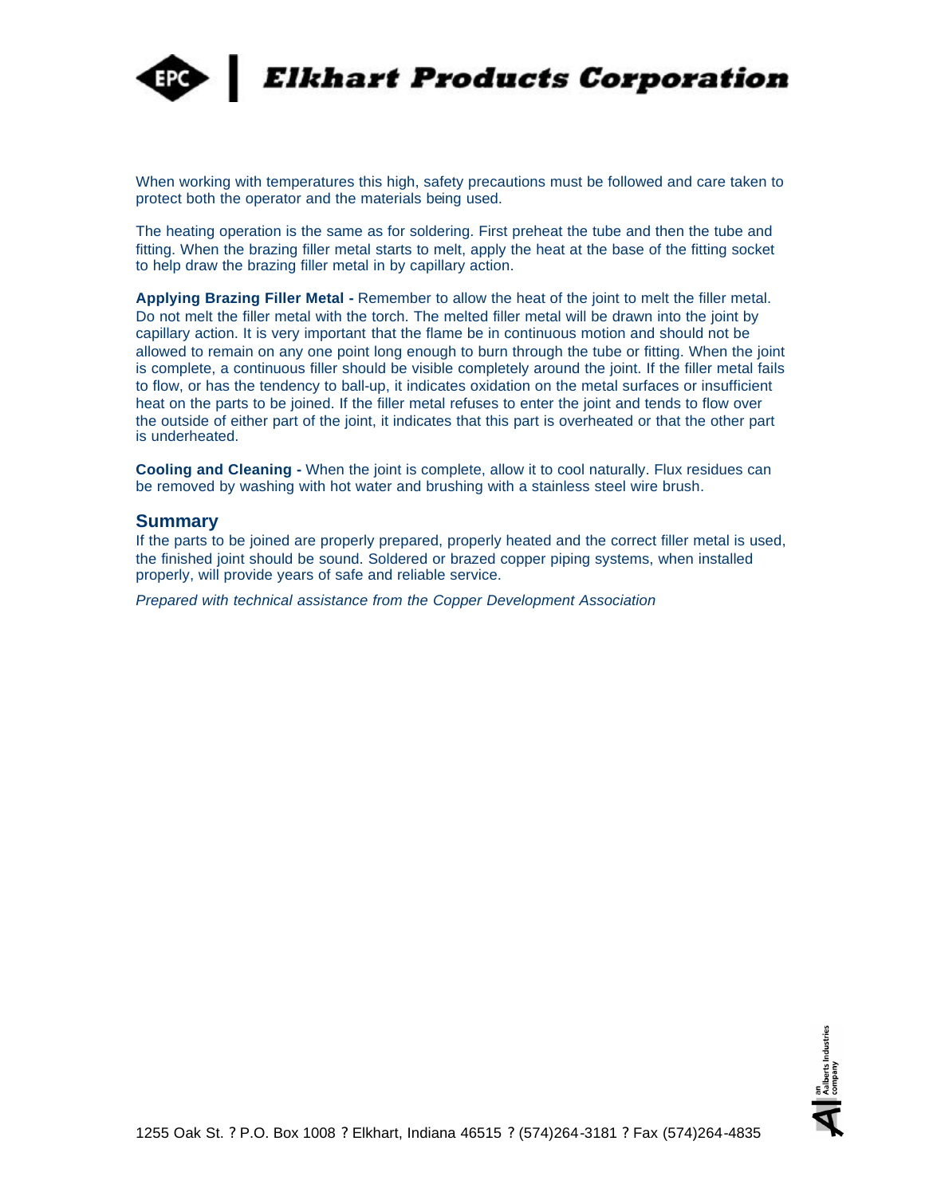When working with temperatures this high, safety precautions must be followed and care taken to protect both the operator and the materials being used.

The heating operation is the same as for soldering. First preheat the tube and then the tube and fitting. When the brazing filler metal starts to melt, apply the heat at the base of the fitting socket to help draw the brazing filler metal in by capillary action.

**Applying Brazing Filler Metal -** Remember to allow the heat of the joint to melt the filler metal. Do not melt the filler metal with the torch. The melted filler metal will be drawn into the joint by capillary action. It is very important that the flame be in continuous motion and should not be allowed to remain on any one point long enough to burn through the tube or fitting. When the joint is complete, a continuous filler should be visible completely around the joint. If the filler metal fails to flow, or has the tendency to ball-up, it indicates oxidation on the metal surfaces or insufficient heat on the parts to be joined. If the filler metal refuses to enter the joint and tends to flow over the outside of either part of the joint, it indicates that this part is overheated or that the other part is underheated.

**Cooling and Cleaning -** When the joint is complete, allow it to cool naturally. Flux residues can be removed by washing with hot water and brushing with a stainless steel wire brush.

## Summary

If the parts to be joined are properly prepared, properly heated and the correct filler metal is used, the finished joint should be sound. Soldered or brazed copper piping systems, when installed properly, will provide years of safe and reliable service.

*Prepared with technical assistance from the Copper Development Association*

1255 Oak St. ? P.O. Box 1008 ? Elkhart, Indiana 46515 ? (574)264-3181 ? Fax (574)264-4835